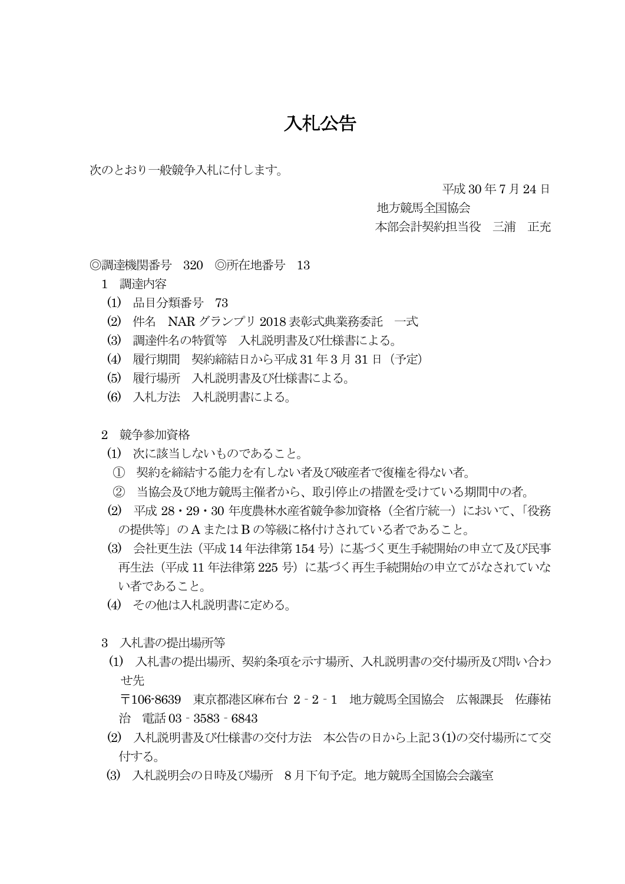# 入札公告

次のとおり一般競争入札に付します。

平成 30 年 7 月 24 日

地方競馬全国協会

本部会計契約担当役　三浦　正充

◎調達機関番号　320　◎所在地番号　13

1　調達内容

⑴　品目分類番号　73

⑵　件名　NAR グランプリ 2018 表彰式典業務委託　一式

⑶　調達件名の特質等　入札説明書及び仕様書による。

⑷　履行期間　契約締結日から平成 31 年 3 月 31 日（予定）

⑸　履行場所　入札説明書及び仕様書による。

⑹　入札方法　入札説明書による。

2　競争参加資格

⑴　次に該当しないものであること。

①　契約を締結する能力を有しない者及び破産者で復権を得ない者。

②　当協会及び地方競馬主催者から、取引停止の措置を受けている期間中の者。

⑵　平成 28・29・30 年度農林水産省競争参加資格（全省庁統一）において、「役務の提供等」の A または B の等級に格付けされている者であること。

⑶　会社更生法（平成 14 年法律第 154 号）に基づく更生手続開始の申立て及び民事再生法（平成 11 年法律第 225 号）に基づく再生手続開始の申立てがなされていない者であること。

⑷　その他は入札説明書に定める。

3　入札書の提出場所等

⑴　入札書の提出場所、契約条項を示す場所、入札説明書の交付場所及び問い合わせ先

〒106-8639　東京都港区麻布台 2‐2‐1　地方競馬全国協会　広報課長　佐藤祐治　電話 03‐3583‐6843

⑵　入札説明書及び仕様書の交付方法　本公告の日から上記 3⑴の交付場所にて交付する。

⑶　入札説明会の日時及び場所　8 月下旬予定。地方競馬全国協会会議室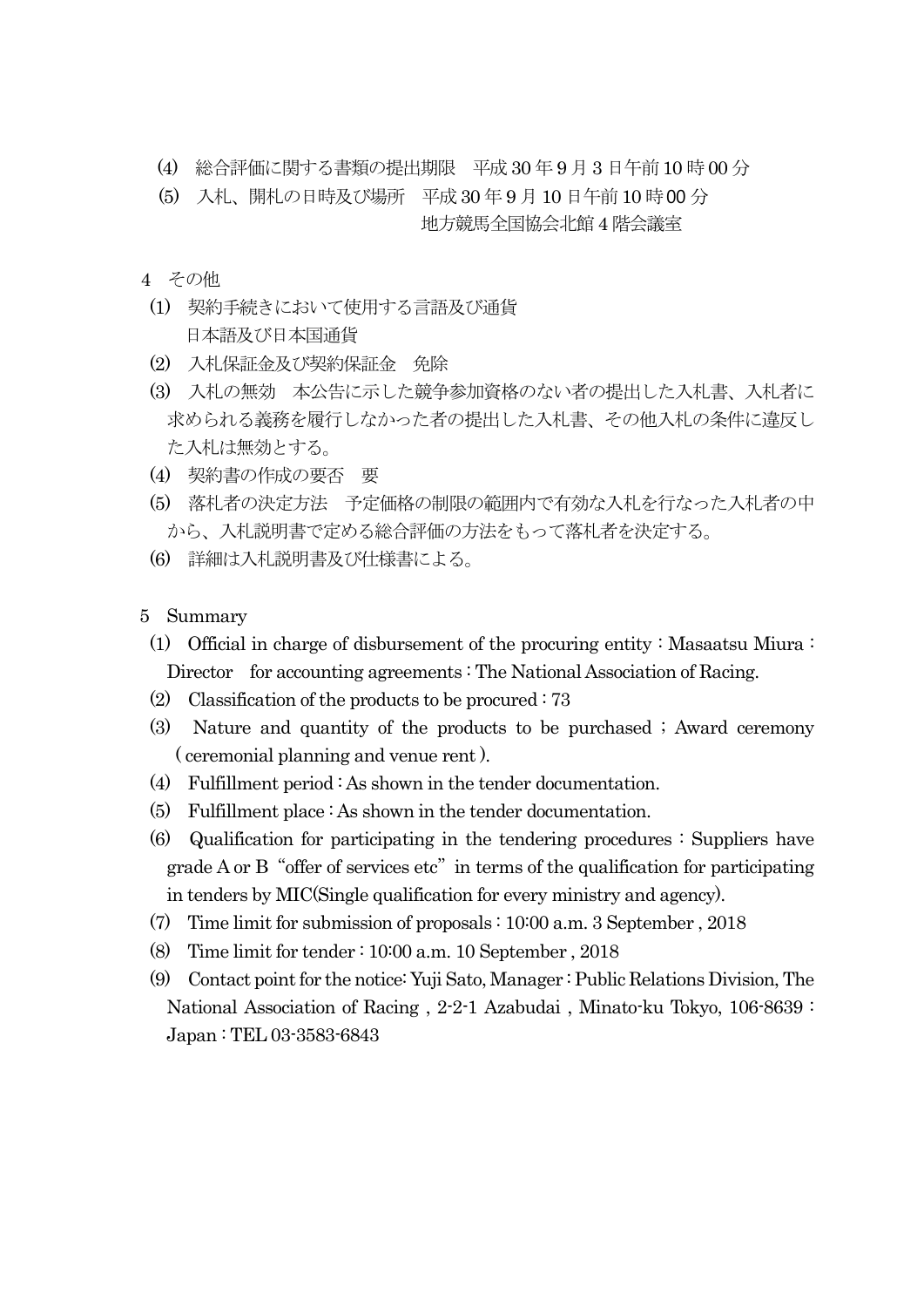(4) 総合評価に関する書類の提出期限　平成 30 年 9 月 3 日午前 10 時 00 分

(5) 入札、開札の日時及び場所　平成 30 年 9 月 10 日午前 10 時 00 分
地方競馬全国協会北館 4 階会議室

4 その他

(1) 契約手続きにおいて使用する言語及び通貨
日本語及び日本国通貨

(2) 入札保証金及び契約保証金　免除

(3) 入札の無効　本公告に示した競争参加資格のない者の提出した入札書、入札者に求められる義務を履行しなかった者の提出した入札書、その他入札の条件に違反した入札は無効とする。

(4) 契約書の作成の要否　要

(5) 落札者の決定方法　予定価格の制限の範囲内で有効な入札を行なった入札者の中から、入札説明書で定める総合評価の方法をもって落札者を決定する。

(6) 詳細は入札説明書及び仕様書による。

5 Summary

(1) Official in charge of disbursement of the procuring entity : Masaatsu Miura : Director　for accounting agreements : The National Association of Racing.

(2) Classification of the products to be procured : 73

(3) Nature and quantity of the products to be purchased ; Award ceremony ( ceremonial planning and venue rent ).

(4) Fulfillment period : As shown in the tender documentation.

(5) Fulfillment place : As shown in the tender documentation.

(6) Qualification for participating in the tendering procedures : Suppliers have grade A or B "offer of services etc" in terms of the qualification for participating in tenders by MIC(Single qualification for every ministry and agency).

(7) Time limit for submission of proposals : 10:00 a.m. 3 September , 2018

(8) Time limit for tender : 10:00 a.m. 10 September , 2018

(9) Contact point for the notice: Yuji Sato, Manager : Public Relations Division, The National Association of Racing , 2-2-1 Azabudai , Minato-ku Tokyo, 106-8639 : Japan : TEL 03-3583-6843